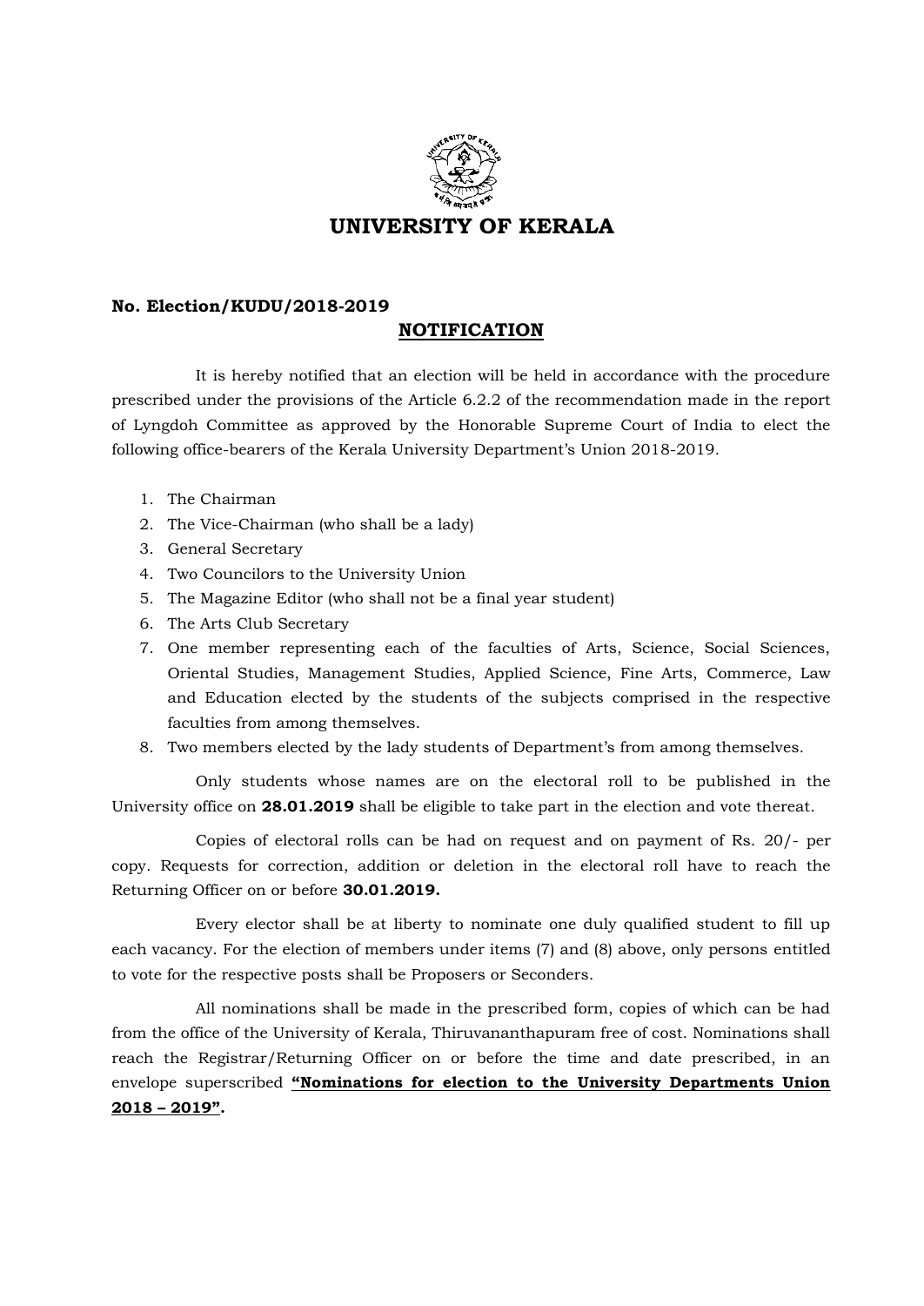# UNIVERSITY OF KERALA

**No. Election/KUDU/2018-2019**

## NOTIFICATION

It is hereby notified that an election will be held in accordance with the procedure prescribed under the provisions of the Article 6.2.2 of the recommendation made in the report of Lyngdoh Committee as approved by the Honorable Supreme Court of India to elect the following office-bearers of the Kerala University Department's Union 2018-2019.

1. The Chairman
2. The Vice-Chairman (who shall be a lady)
3. General Secretary
4. Two Councilors to the University Union
5. The Magazine Editor (who shall not be a final year student)
6. The Arts Club Secretary
7. One member representing each of the faculties of Arts, Science, Social Sciences, Oriental Studies, Management Studies, Applied Science, Fine Arts, Commerce, Law and Education elected by the students of the subjects comprised in the respective faculties from among themselves.
8. Two members elected by the lady students of Department's from among themselves.

Only students whose names are on the electoral roll to be published in the University office on **28.01.2019** shall be eligible to take part in the election and vote thereat.

Copies of electoral rolls can be had on request and on payment of Rs. 20/- per copy. Requests for correction, addition or deletion in the electoral roll have to reach the Returning Officer on or before **30.01.2019.**

Every elector shall be at liberty to nominate one duly qualified student to fill up each vacancy. For the election of members under items (7) and (8) above, only persons entitled to vote for the respective posts shall be Proposers or Seconders.

All nominations shall be made in the prescribed form, copies of which can be had from the office of the University of Kerala, Thiruvananthapuram free of cost. Nominations shall reach the Registrar/Returning Officer on or before the time and date prescribed, in an envelope superscribed **"Nominations for election to the University Departments Union 2018 – 2019".**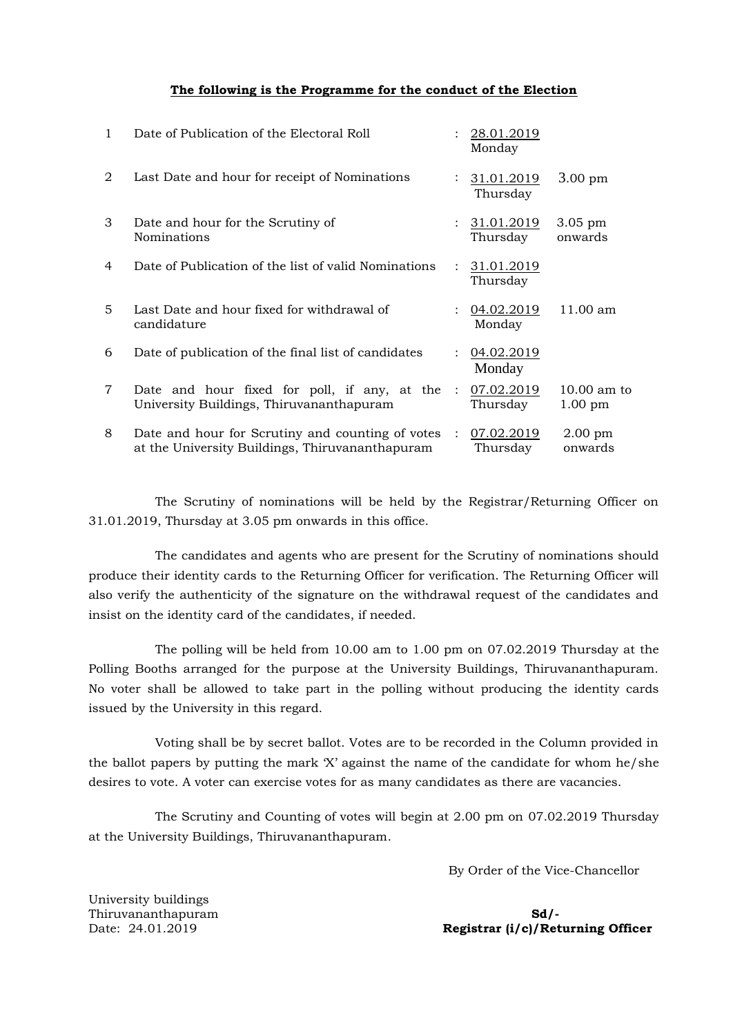**<u>The following is the Programme for the conduct of the Election</u>**

| | | | | |
|---|---|---|---|---|
| 1 | Date of Publication of the Electoral Roll | : | <u>28.01.2019</u> Monday | |
| 2 | Last Date and hour for receipt of Nominations | : | <u>31.01.2019</u> Thursday | 3.00 pm |
| 3 | Date and hour for the Scrutiny of Nominations | : | <u>31.01.2019</u> Thursday | 3.05 pm onwards |
| 4 | Date of Publication of the list of valid Nominations | : | <u>31.01.2019</u> Thursday | |
| 5 | Last Date and hour fixed for withdrawal of candidature | : | <u>04.02.2019</u> Monday | 11.00 am |
| 6 | Date of publication of the final list of candidates | : | <u>04.02.2019</u> Monday | |
| 7 | Date and hour fixed for poll, if any, at the University Buildings, Thiruvananthapuram | : | <u>07.02.2019</u> Thursday | 10.00 am to 1.00 pm |
| 8 | Date and hour for Scrutiny and counting of votes at the University Buildings, Thiruvananthapuram | : | <u>07.02.2019</u> Thursday | 2.00 pm onwards |

The Scrutiny of nominations will be held by the Registrar/Returning Officer on 31.01.2019, Thursday at 3.05 pm onwards in this office.

The candidates and agents who are present for the Scrutiny of nominations should produce their identity cards to the Returning Officer for verification. The Returning Officer will also verify the authenticity of the signature on the withdrawal request of the candidates and insist on the identity card of the candidates, if needed.

The polling will be held from 10.00 am to 1.00 pm on 07.02.2019 Thursday at the Polling Booths arranged for the purpose at the University Buildings, Thiruvananthapuram. No voter shall be allowed to take part in the polling without producing the identity cards issued by the University in this regard.

Voting shall be by secret ballot. Votes are to be recorded in the Column provided in the ballot papers by putting the mark 'X' against the name of the candidate for whom he/she desires to vote. A voter can exercise votes for as many candidates as there are vacancies.

The Scrutiny and Counting of votes will begin at 2.00 pm on 07.02.2019 Thursday at the University Buildings, Thiruvananthapuram.

By Order of the Vice-Chancellor

University buildings
Thiruvananthapuram
Date: 24.01.2019

**Sd/-**
**Registrar (i/c)/Returning Officer**